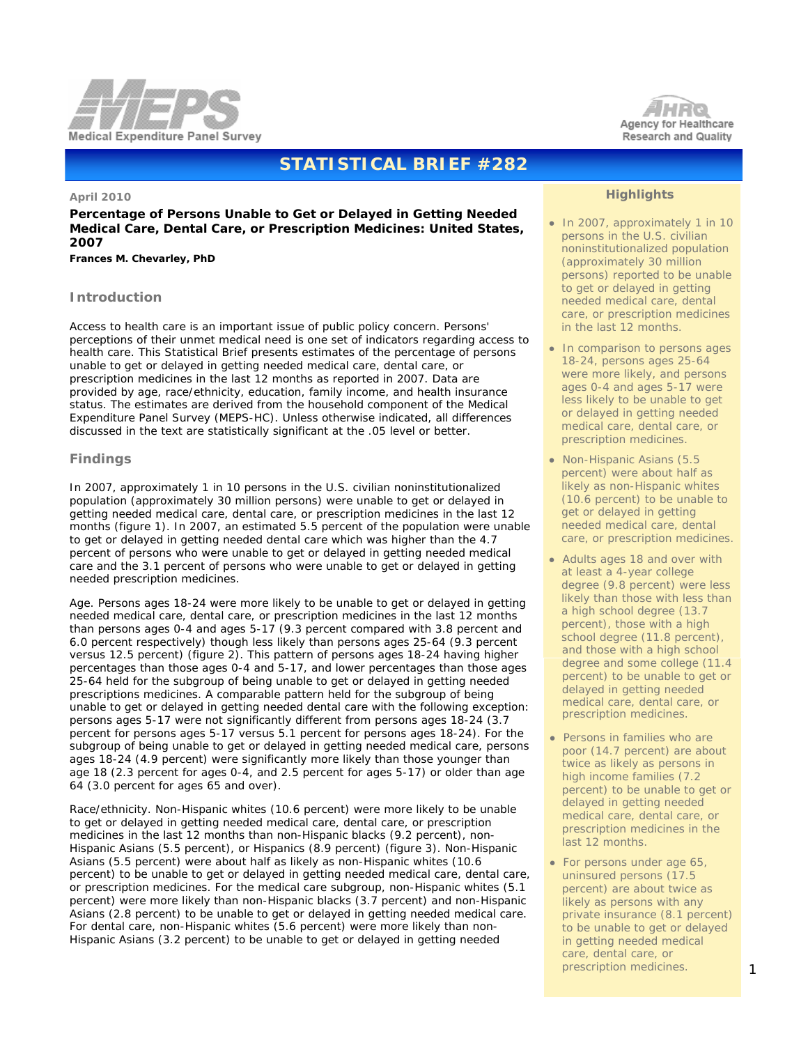# STATISTICAL BRIEF #282

**April 2010**

**Percentage of Persons Unable to Get or Delayed in Getting Needed Medical Care, Dental Care, or Prescription Medicines: United States, 2007**

**Frances M. Chevarley, PhD**

## Introduction

Access to health care is an important issue of public policy concern. Persons' perceptions of their unmet medical need is one set of indicators regarding access to health care. This Statistical Brief presents estimates of the percentage of persons unable to get or delayed in getting needed medical care, dental care, or prescription medicines in the last 12 months as reported in 2007. Data are provided by age, race/ethnicity, education, family income, and health insurance status. The estimates are derived from the household component of the Medical Expenditure Panel Survey (MEPS-HC). Unless otherwise indicated, all differences discussed in the text are statistically significant at the .05 level or better.

## Findings

In 2007, approximately 1 in 10 persons in the U.S. civilian noninstitutionalized population (approximately 30 million persons) were unable to get or delayed in getting needed medical care, dental care, or prescription medicines in the last 12 months (figure 1). In 2007, an estimated 5.5 percent of the population were unable to get or delayed in getting needed dental care which was higher than the 4.7 percent of persons who were unable to get or delayed in getting needed medical care and the 3.1 percent of persons who were unable to get or delayed in getting needed prescription medicines.

Age. Persons ages 18-24 were more likely to be unable to get or delayed in getting needed medical care, dental care, or prescription medicines in the last 12 months than persons ages 0-4 and ages 5-17 (9.3 percent compared with 3.8 percent and 6.0 percent respectively) though less likely than persons ages 25-64 (9.3 percent versus 12.5 percent) (figure 2). This pattern of persons ages 18-24 having higher percentages than those ages 0-4 and 5-17, and lower percentages than those ages 25-64 held for the subgroup of being unable to get or delayed in getting needed prescriptions medicines. A comparable pattern held for the subgroup of being unable to get or delayed in getting needed dental care with the following exception: persons ages 5-17 were not significantly different from persons ages 18-24 (3.7 percent for persons ages 5-17 versus 5.1 percent for persons ages 18-24). For the subgroup of being unable to get or delayed in getting needed medical care, persons ages 18-24 (4.9 percent) were significantly more likely than those younger than age 18 (2.3 percent for ages 0-4, and 2.5 percent for ages 5-17) or older than age 64 (3.0 percent for ages 65 and over).

Race/ethnicity. Non-Hispanic whites (10.6 percent) were more likely to be unable to get or delayed in getting needed medical care, dental care, or prescription medicines in the last 12 months than non-Hispanic blacks (9.2 percent), non-Hispanic Asians (5.5 percent), or Hispanics (8.9 percent) (figure 3). Non-Hispanic Asians (5.5 percent) were about half as likely as non-Hispanic whites (10.6 percent) to be unable to get or delayed in getting needed medical care, dental care, or prescription medicines. For the medical care subgroup, non-Hispanic whites (5.1 percent) were more likely than non-Hispanic blacks (3.7 percent) and non-Hispanic Asians (2.8 percent) to be unable to get or delayed in getting needed medical care. For dental care, non-Hispanic whites (5.6 percent) were more likely than non-Hispanic Asians (3.2 percent) to be unable to get or delayed in getting needed

### Highlights

- In 2007, approximately 1 in 10 persons in the U.S. civilian noninstitutionalized population (approximately 30 million persons) reported to be unable to get or delayed in getting needed medical care, dental care, or prescription medicines in the last 12 months.
- In comparison to persons ages 18-24, persons ages 25-64 were more likely, and persons ages 0-4 and ages 5-17 were less likely to be unable to get or delayed in getting needed medical care, dental care, or prescription medicines.
- Non-Hispanic Asians (5.5 percent) were about half as likely as non-Hispanic whites (10.6 percent) to be unable to get or delayed in getting needed medical care, dental care, or prescription medicines.
- Adults ages 18 and over with at least a 4-year college degree (9.8 percent) were less likely than those with less than a high school degree (13.7 percent), those with a high school degree (11.8 percent), and those with a high school degree and some college (11.4 percent) to be unable to get or delayed in getting needed medical care, dental care, or prescription medicines.
- Persons in families who are poor (14.7 percent) are about twice as likely as persons in high income families (7.2 percent) to be unable to get or delayed in getting needed medical care, dental care, or prescription medicines in the last 12 months.
- For persons under age 65, uninsured persons (17.5 percent) are about twice as likely as persons with any private insurance (8.1 percent) to be unable to get or delayed in getting needed medical care, dental care, or prescription medicines.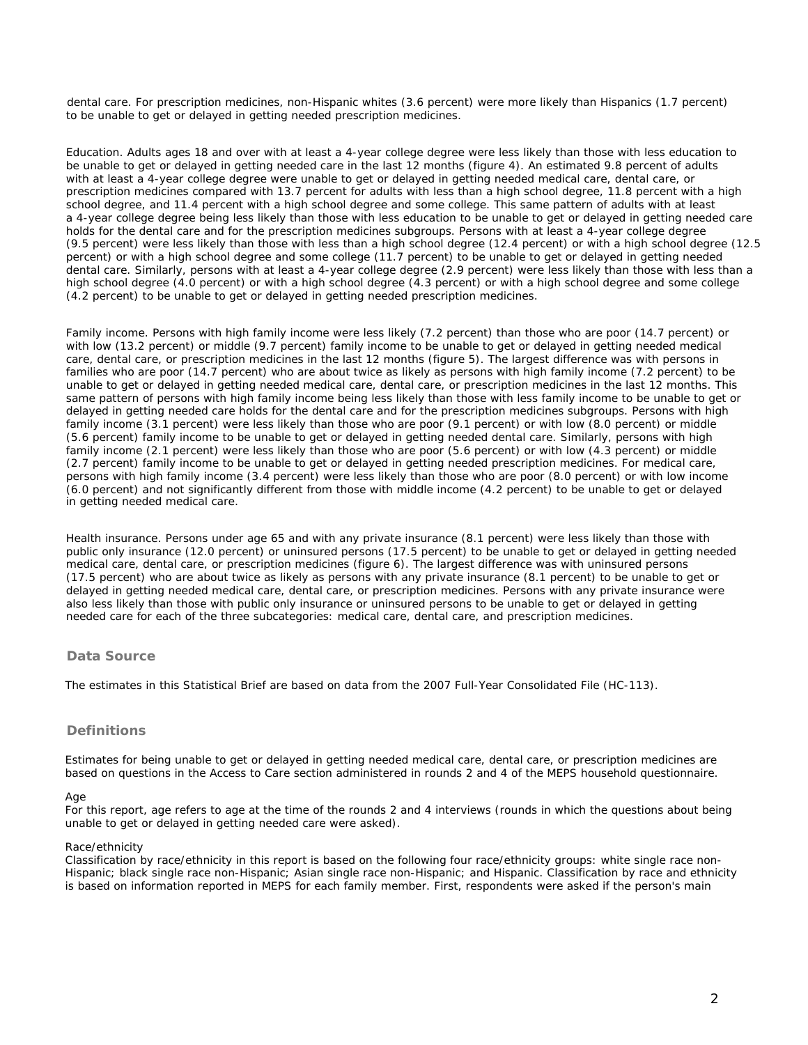dental care. For prescription medicines, non-Hispanic whites (3.6 percent) were more likely than Hispanics (1.7 percent) to be unable to get or delayed in getting needed prescription medicines.

Education. Adults ages 18 and over with at least a 4-year college degree were less likely than those with less education to be unable to get or delayed in getting needed care in the last 12 months (figure 4). An estimated 9.8 percent of adults with at least a 4-year college degree were unable to get or delayed in getting needed medical care, dental care, or prescription medicines compared with 13.7 percent for adults with less than a high school degree, 11.8 percent with a high school degree, and 11.4 percent with a high school degree and some college. This same pattern of adults with at least a 4-year college degree being less likely than those with less education to be unable to get or delayed in getting needed care holds for the dental care and for the prescription medicines subgroups. Persons with at least a 4-year college degree (9.5 percent) were less likely than those with less than a high school degree (12.4 percent) or with a high school degree (12.5 percent) or with a high school degree and some college (11.7 percent) to be unable to get or delayed in getting needed dental care. Similarly, persons with at least a 4-year college degree (2.9 percent) were less likely than those with less than a high school degree (4.0 percent) or with a high school degree (4.3 percent) or with a high school degree and some college (4.2 percent) to be unable to get or delayed in getting needed prescription medicines.

Family income. Persons with high family income were less likely (7.2 percent) than those who are poor (14.7 percent) or with low (13.2 percent) or middle (9.7 percent) family income to be unable to get or delayed in getting needed medical care, dental care, or prescription medicines in the last 12 months (figure 5). The largest difference was with persons in families who are poor (14.7 percent) who are about twice as likely as persons with high family income (7.2 percent) to be unable to get or delayed in getting needed medical care, dental care, or prescription medicines in the last 12 months. This same pattern of persons with high family income being less likely than those with less family income to be unable to get or delayed in getting needed care holds for the dental care and for the prescription medicines subgroups. Persons with high family income (3.1 percent) were less likely than those who are poor (9.1 percent) or with low (8.0 percent) or middle (5.6 percent) family income to be unable to get or delayed in getting needed dental care. Similarly, persons with high family income (2.1 percent) were less likely than those who are poor (5.6 percent) or with low (4.3 percent) or middle (2.7 percent) family income to be unable to get or delayed in getting needed prescription medicines. For medical care, persons with high family income (3.4 percent) were less likely than those who are poor (8.0 percent) or with low income (6.0 percent) and not significantly different from those with middle income (4.2 percent) to be unable to get or delayed in getting needed medical care.

Health insurance. Persons under age 65 and with any private insurance (8.1 percent) were less likely than those with public only insurance (12.0 percent) or uninsured persons (17.5 percent) to be unable to get or delayed in getting needed medical care, dental care, or prescription medicines (figure 6). The largest difference was with uninsured persons (17.5 percent) who are about twice as likely as persons with any private insurance (8.1 percent) to be unable to get or delayed in getting needed medical care, dental care, or prescription medicines. Persons with any private insurance were also less likely than those with public only insurance or uninsured persons to be unable to get or delayed in getting needed care for each of the three subcategories: medical care, dental care, and prescription medicines.

## Data Source

The estimates in this Statistical Brief are based on data from the 2007 Full-Year Consolidated File (HC-113).

## Definitions

Estimates for being unable to get or delayed in getting needed medical care, dental care, or prescription medicines are based on questions in the Access to Care section administered in rounds 2 and 4 of the MEPS household questionnaire.

Age
For this report, age refers to age at the time of the rounds 2 and 4 interviews (rounds in which the questions about being unable to get or delayed in getting needed care were asked).

Race/ethnicity
Classification by race/ethnicity in this report is based on the following four race/ethnicity groups: white single race non-Hispanic; black single race non-Hispanic; Asian single race non-Hispanic; and Hispanic. Classification by race and ethnicity is based on information reported in MEPS for each family member. First, respondents were asked if the person's main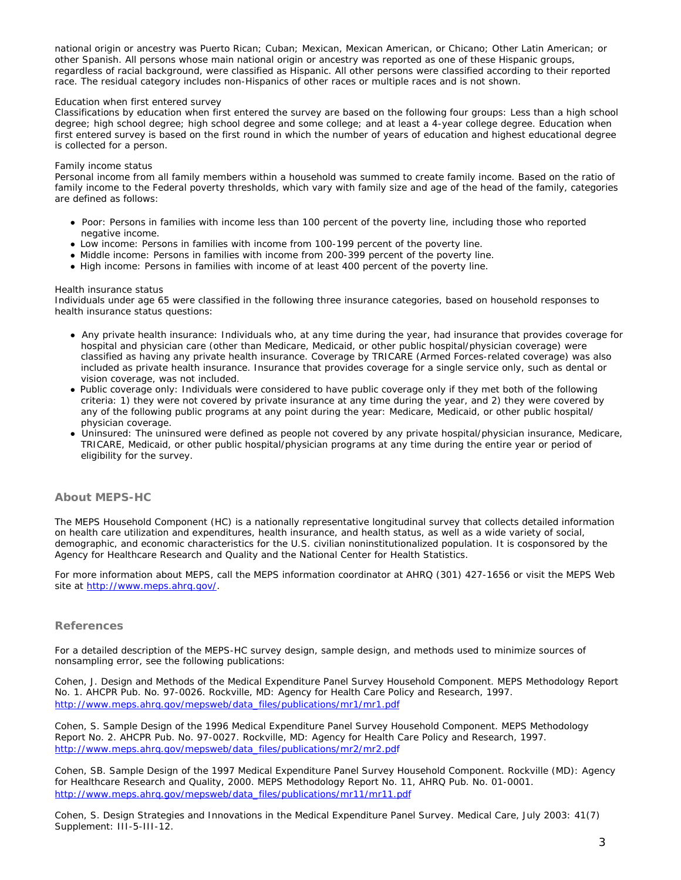national origin or ancestry was Puerto Rican; Cuban; Mexican, Mexican American, or Chicano; Other Latin American; or other Spanish. All persons whose main national origin or ancestry was reported as one of these Hispanic groups, regardless of racial background, were classified as Hispanic. All other persons were classified according to their reported race. The residual category includes non-Hispanics of other races or multiple races and is not shown.

Education when first entered survey
Classifications by education when first entered the survey are based on the following four groups: Less than a high school degree; high school degree; high school degree and some college; and at least a 4-year college degree. Education when first entered survey is based on the first round in which the number of years of education and highest educational degree is collected for a person.

Family income status
Personal income from all family members within a household was summed to create family income. Based on the ratio of family income to the Federal poverty thresholds, which vary with family size and age of the head of the family, categories are defined as follows:

- Poor: Persons in families with income less than 100 percent of the poverty line, including those who reported negative income.
- Low income: Persons in families with income from 100-199 percent of the poverty line.
- Middle income: Persons in families with income from 200-399 percent of the poverty line.
- High income: Persons in families with income of at least 400 percent of the poverty line.

Health insurance status
Individuals under age 65 were classified in the following three insurance categories, based on household responses to health insurance status questions:

- Any private health insurance: Individuals who, at any time during the year, had insurance that provides coverage for hospital and physician care (other than Medicare, Medicaid, or other public hospital/physician coverage) were classified as having any private health insurance. Coverage by TRICARE (Armed Forces-related coverage) was also included as private health insurance. Insurance that provides coverage for a single service only, such as dental or vision coverage, was not included.
- Public coverage only: Individuals were considered to have public coverage only if they met both of the following criteria: 1) they were not covered by private insurance at any time during the year, and 2) they were covered by any of the following public programs at any point during the year: Medicare, Medicaid, or other public hospital/physician coverage.
- Uninsured: The uninsured were defined as people not covered by any private hospital/physician insurance, Medicare, TRICARE, Medicaid, or other public hospital/physician programs at any time during the entire year or period of eligibility for the survey.

## About MEPS-HC

The MEPS Household Component (HC) is a nationally representative longitudinal survey that collects detailed information on health care utilization and expenditures, health insurance, and health status, as well as a wide variety of social, demographic, and economic characteristics for the U.S. civilian noninstitutionalized population. It is cosponsored by the Agency for Healthcare Research and Quality and the National Center for Health Statistics.

For more information about MEPS, call the MEPS information coordinator at AHRQ (301) 427-1656 or visit the MEPS Web site at [http://www.meps.ahrq.gov/](http://www.meps.ahrq.gov/).

## References

For a detailed description of the MEPS-HC survey design, sample design, and methods used to minimize sources of nonsampling error, see the following publications:

Cohen, J. Design and Methods of the Medical Expenditure Panel Survey Household Component. MEPS Methodology Report No. 1. AHCPR Pub. No. 97-0026. Rockville, MD: Agency for Health Care Policy and Research, 1997. [http://www.meps.ahrq.gov/mepsweb/data_files/publications/mr1/mr1.pdf](http://www.meps.ahrq.gov/mepsweb/data_files/publications/mr1/mr1.pdf)

Cohen, S. Sample Design of the 1996 Medical Expenditure Panel Survey Household Component. MEPS Methodology Report No. 2. AHCPR Pub. No. 97-0027. Rockville, MD: Agency for Health Care Policy and Research, 1997. [http://www.meps.ahrq.gov/mepsweb/data_files/publications/mr2/mr2.pdf](http://www.meps.ahrq.gov/mepsweb/data_files/publications/mr2/mr2.pdf)

Cohen, SB. Sample Design of the 1997 Medical Expenditure Panel Survey Household Component. Rockville (MD): Agency for Healthcare Research and Quality, 2000. MEPS Methodology Report No. 11, AHRQ Pub. No. 01-0001. [http://www.meps.ahrq.gov/mepsweb/data_files/publications/mr11/mr11.pdf](http://www.meps.ahrq.gov/mepsweb/data_files/publications/mr11/mr11.pdf)

Cohen, S. Design Strategies and Innovations in the Medical Expenditure Panel Survey. Medical Care, July 2003: 41(7) Supplement: III-5-III-12.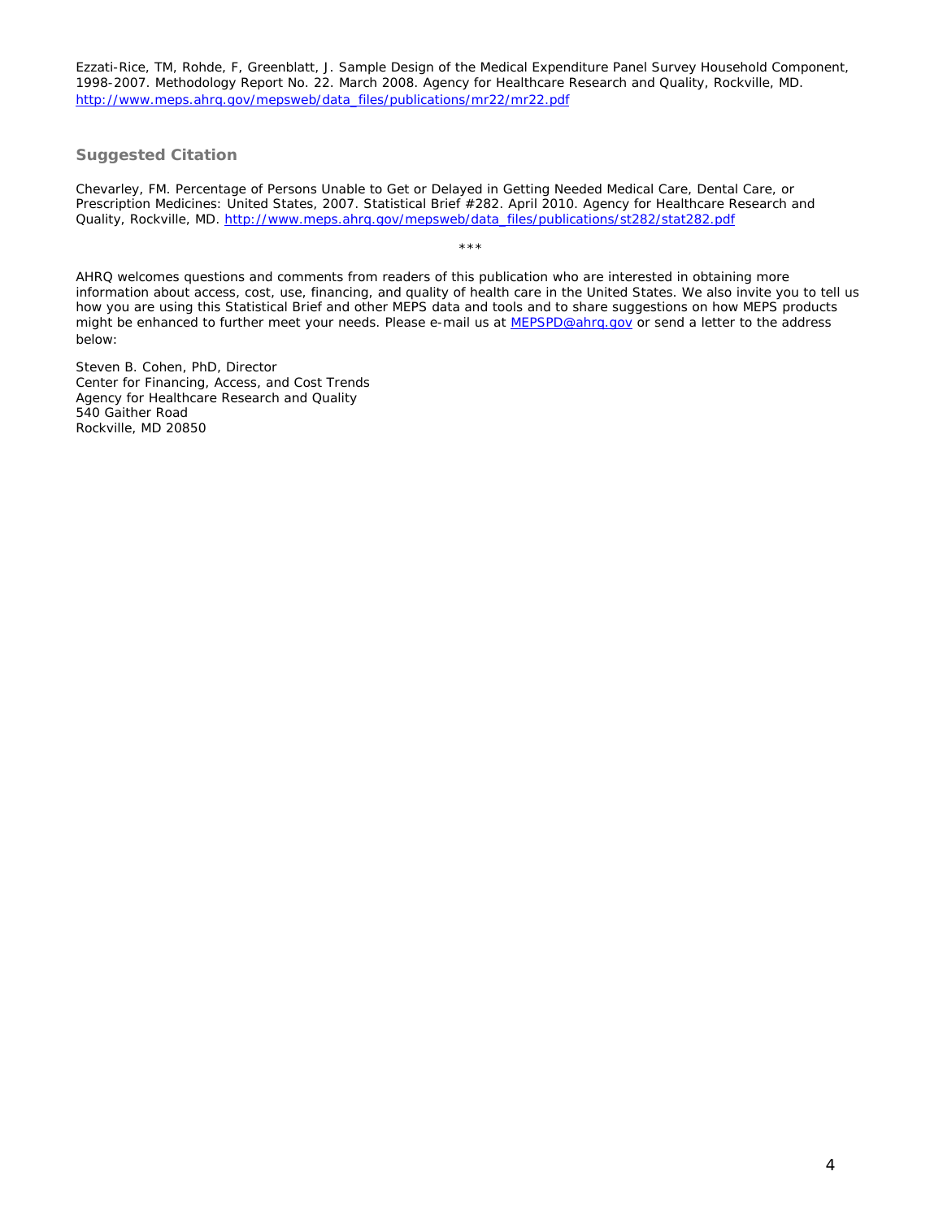Ezzati-Rice, TM, Rohde, F, Greenblatt, J. Sample Design of the Medical Expenditure Panel Survey Household Component, 1998-2007. Methodology Report No. 22. March 2008. Agency for Healthcare Research and Quality, Rockville, MD. [http://www.meps.ahrq.gov/mepsweb/data_files/publications/mr22/mr22.pdf](http://www.meps.ahrq.gov/mepsweb/data_files/publications/mr22/mr22.pdf)

## Suggested Citation

Chevarley, FM. Percentage of Persons Unable to Get or Delayed in Getting Needed Medical Care, Dental Care, or Prescription Medicines: United States, 2007. Statistical Brief #282. April 2010. Agency for Healthcare Research and Quality, Rockville, MD. [http://www.meps.ahrq.gov/mepsweb/data_files/publications/st282/stat282.pdf](http://www.meps.ahrq.gov/mepsweb/data_files/publications/st282/stat282.pdf)

***

AHRQ welcomes questions and comments from readers of this publication who are interested in obtaining more information about access, cost, use, financing, and quality of health care in the United States. We also invite you to tell us how you are using this Statistical Brief and other MEPS data and tools and to share suggestions on how MEPS products might be enhanced to further meet your needs. Please e-mail us at [MEPSPD@ahrq.gov](mailto:MEPSPD@ahrq.gov) or send a letter to the address below:

Steven B. Cohen, PhD, Director
Center for Financing, Access, and Cost Trends
Agency for Healthcare Research and Quality
540 Gaither Road
Rockville, MD 20850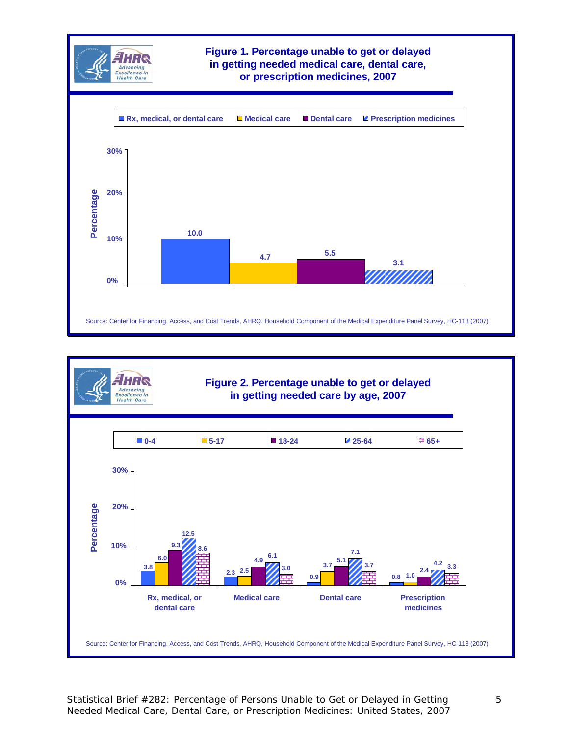**Figure 1. Percentage unable to get or delayed in getting needed medical care, dental care, or prescription medicines, 2007**

| Category | Percentage |
|---|---|
| Rx, medical, or dental care | 10.0 |
| Medical care | 4.7 |
| Dental care | 5.5 |
| Prescription medicines | 3.1 |

Source: Center for Financing, Access, and Cost Trends, AHRQ, Household Component of the Medical Expenditure Panel Survey, HC-113 (2007)

**Figure 2. Percentage unable to get or delayed in getting needed care by age, 2007**

| Age | Rx, medical, or dental care | Medical care | Dental care | Prescription medicines |
|---|---|---|---|---|
| 0-4 | 3.8 | 2.3 | 0.9 | 0.8 |
| 5-17 | 6.0 | 2.5 | 3.7 | 1.0 |
| 18-24 | 9.3 | 4.9 | 5.1 | 2.4 |
| 25-64 | 12.5 | 6.1 | 7.1 | 4.2 |
| 65+ | 8.6 | 3.0 | 3.7 | 3.3 |

Source: Center for Financing, Access, and Cost Trends, AHRQ, Household Component of the Medical Expenditure Panel Survey, HC-113 (2007)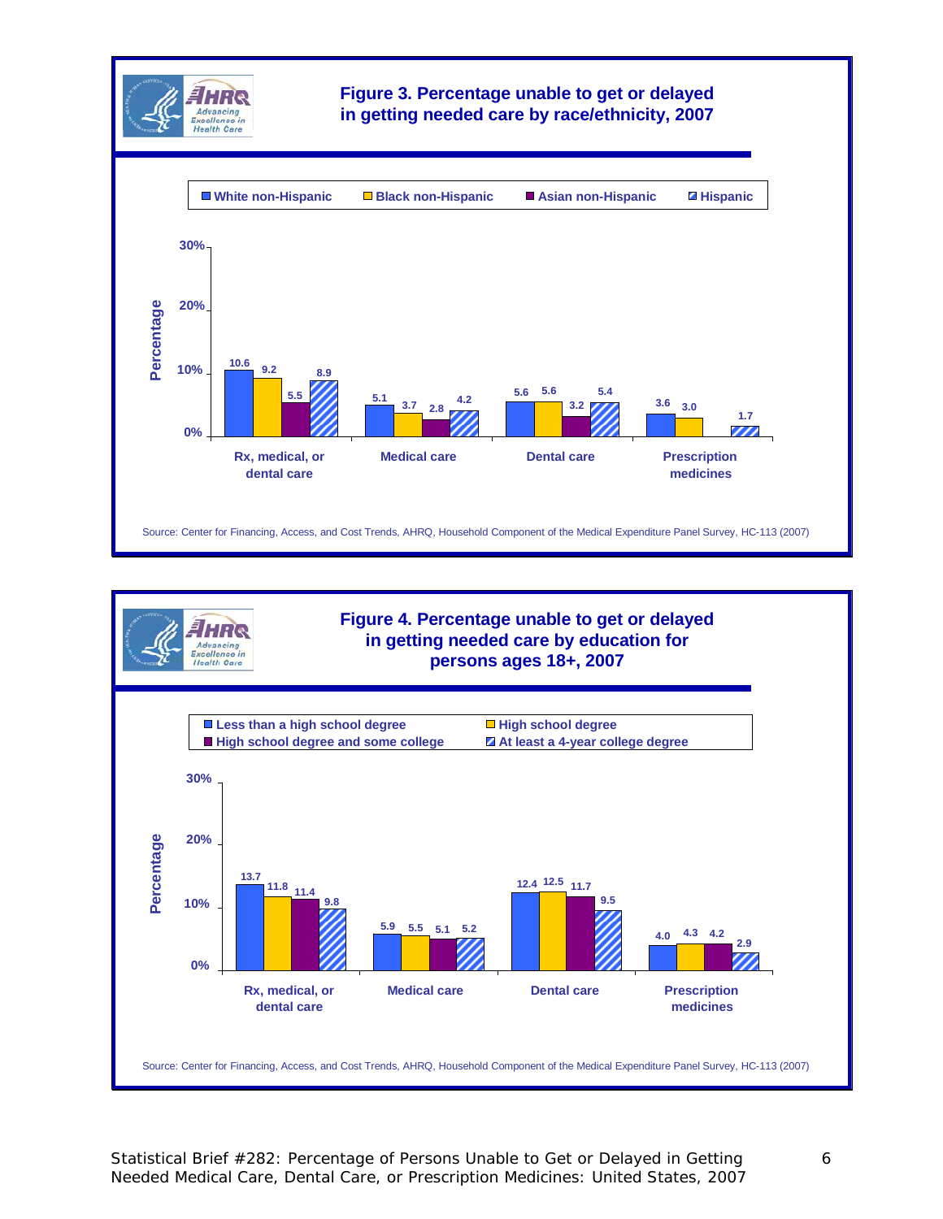## Figure 3. Percentage unable to get or delayed in getting needed care by race/ethnicity, 2007

| | White non-Hispanic | Black non-Hispanic | Asian non-Hispanic | Hispanic |
|---|---|---|---|---|
| Rx, medical, or dental care | 10.6 | 9.2 | 5.5 | 8.9 |
| Medical care | 5.1 | 3.7 | 2.8 | 4.2 |
| Dental care | 5.6 | 5.6 | 3.2 | 5.4 |
| Prescription medicines | 3.6 | 3.0 | | 1.7 |

Source: Center for Financing, Access, and Cost Trends, AHRQ, Household Component of the Medical Expenditure Panel Survey, HC-113 (2007)

## Figure 4. Percentage unable to get or delayed in getting needed care by education for persons ages 18+, 2007

| | Less than a high school degree | High school degree | High school degree and some college | At least a 4-year college degree |
|---|---|---|---|---|
| Rx, medical, or dental care | 13.7 | 11.8 | 11.4 | 9.8 |
| Medical care | 5.9 | 5.5 | 5.1 | 5.2 |
| Dental care | 12.4 | 12.5 | 11.7 | 9.5 |
| Prescription medicines | 4.0 | 4.3 | 4.2 | 2.9 |

Source: Center for Financing, Access, and Cost Trends, AHRQ, Household Component of the Medical Expenditure Panel Survey, HC-113 (2007)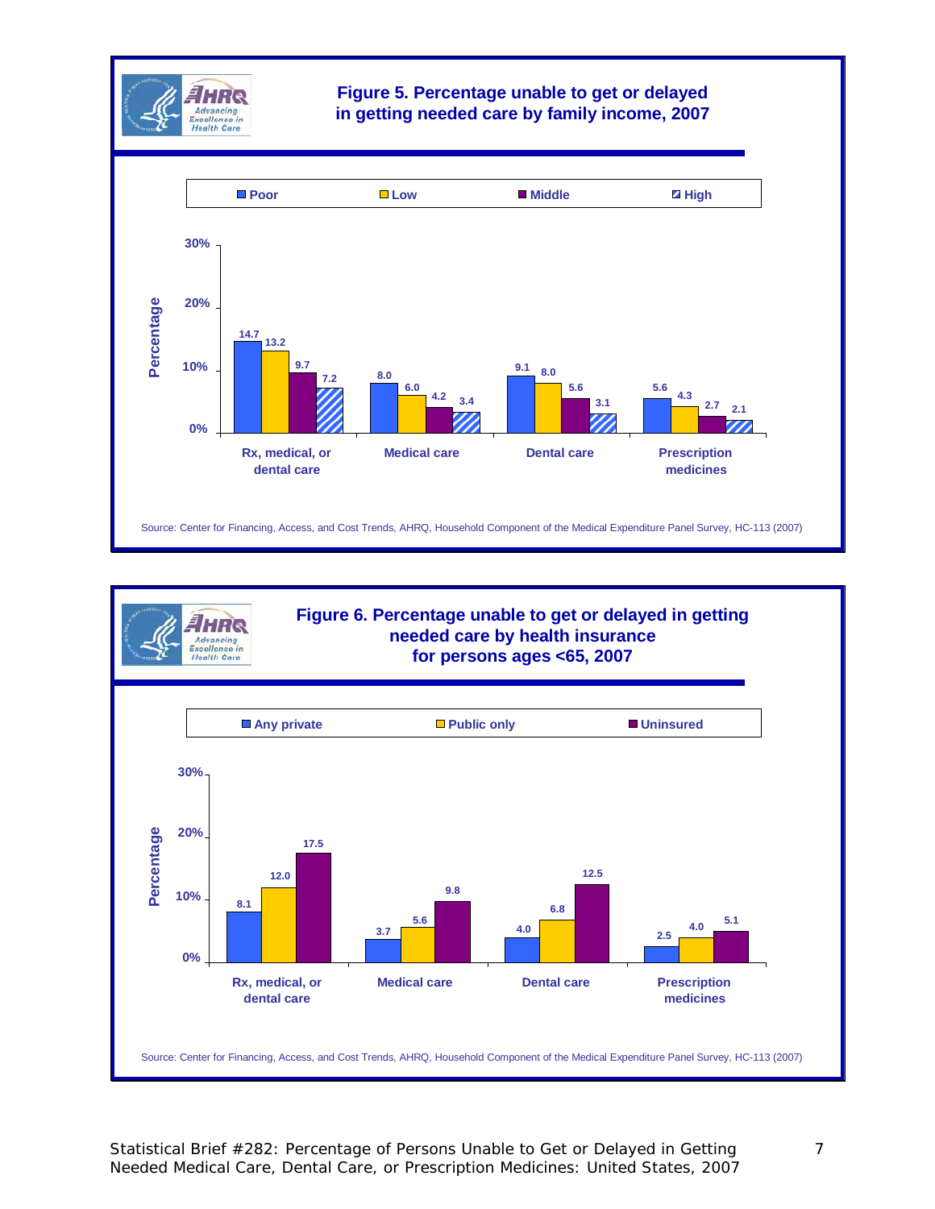## Figure 5. Percentage unable to get or delayed in getting needed care by family income, 2007

Poor
Low
Middle
High

Percentage

30%
20%
10%
0%

14.7
13.2
9.7
7.2
Rx, medical, or dental care

8.0
6.0
4.2
3.4
Medical care

9.1
8.0
5.6
3.1
Dental care

5.6
4.3
2.7
2.1
Prescription medicines

Source: Center for Financing, Access, and Cost Trends, AHRQ, Household Component of the Medical Expenditure Panel Survey, HC-113 (2007)

## Figure 6. Percentage unable to get or delayed in getting needed care by health insurance for persons ages <65, 2007

Any private
Public only
Uninsured

Percentage

30%
20%
10%
0%

8.1
12.0
17.5
Rx, medical, or dental care

3.7
5.6
9.8
Medical care

4.0
6.8
12.5
Dental care

2.5
4.0
5.1
Prescription medicines

Source: Center for Financing, Access, and Cost Trends, AHRQ, Household Component of the Medical Expenditure Panel Survey, HC-113 (2007)